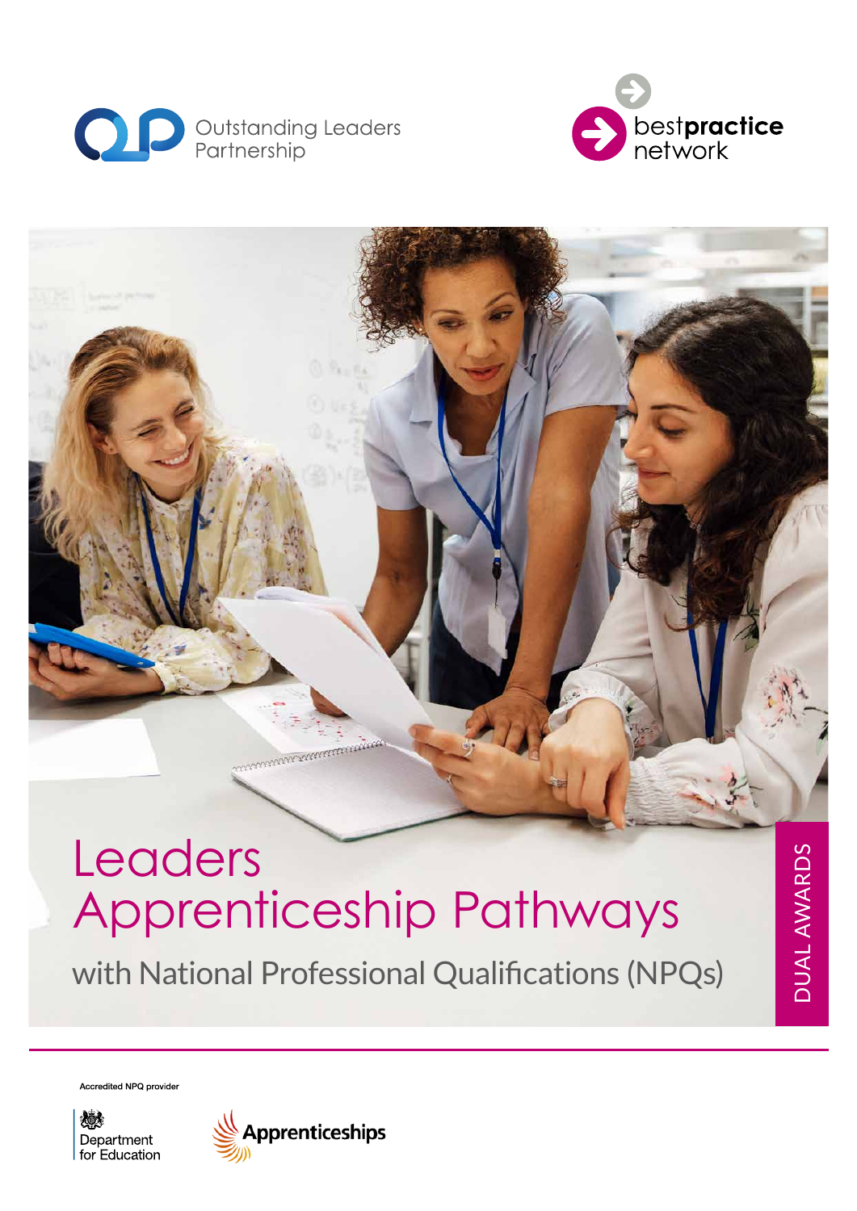Outstanding Leaders Partnership

best**practice** network

# Leaders Apprenticeship Pathways

## with National Professional Qualifications (NPQs)

DUAL AWARDS

Accredited NPQ provider

Department for Education

Apprenticeships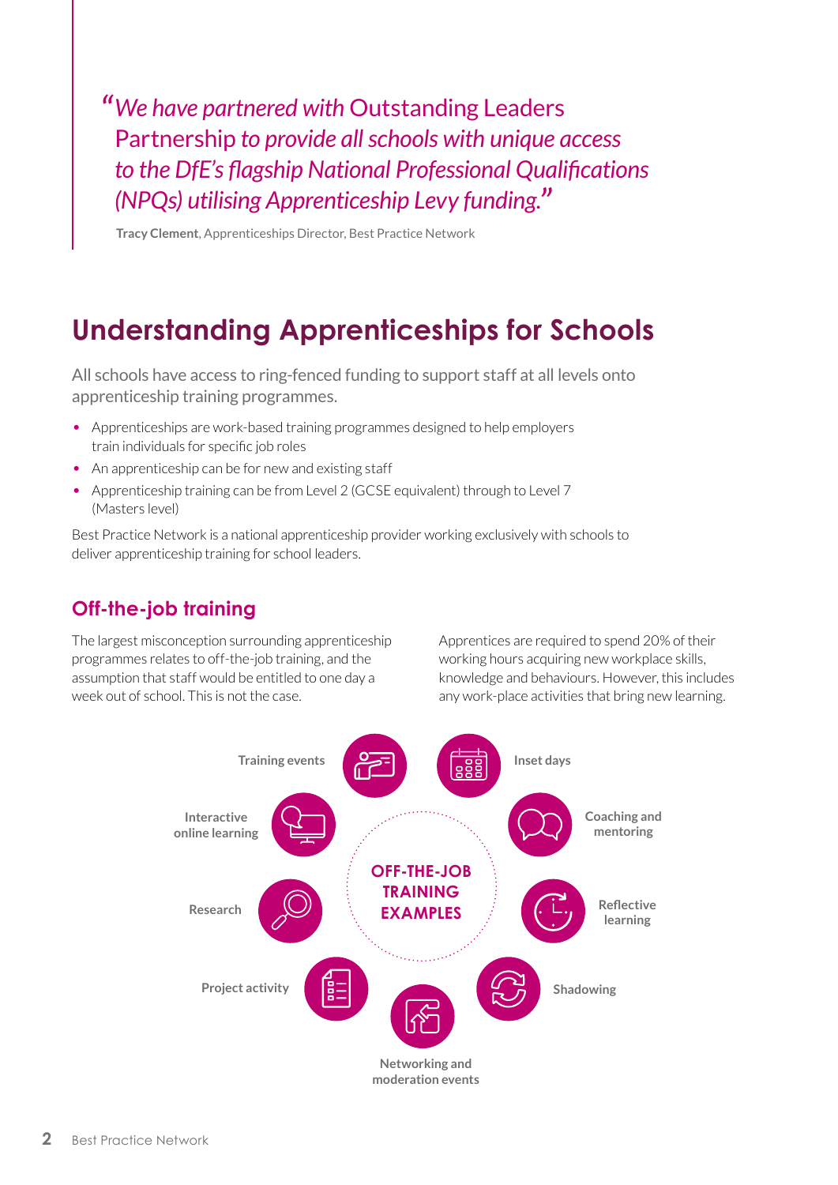> *"We have partnered with* Outstanding Leaders Partnership *to provide all schools with unique access to the DfE's flagship National Professional Qualifications (NPQs) utilising Apprenticeship Levy funding."*
>
> **Tracy Clement**, Apprenticeships Director, Best Practice Network

# Understanding Apprenticeships for Schools

All schools have access to ring-fenced funding to support staff at all levels onto apprenticeship training programmes.

- Apprenticeships are work-based training programmes designed to help employers train individuals for specific job roles
- An apprenticeship can be for new and existing staff
- Apprenticeship training can be from Level 2 (GCSE equivalent) through to Level 7 (Masters level)

Best Practice Network is a national apprenticeship provider working exclusively with schools to deliver apprenticeship training for school leaders.

## Off-the-job training

The largest misconception surrounding apprenticeship programmes relates to off-the-job training, and the assumption that staff would be entitled to one day a week out of school. This is not the case.

Apprentices are required to spend 20% of their working hours acquiring new workplace skills, knowledge and behaviours. However, this includes any work-place activities that bring new learning.

**OFF-THE-JOB TRAINING EXAMPLES**

- Training events
- Inset days
- Coaching and mentoring
- Reflective learning
- Shadowing
- Networking and moderation events
- Project activity
- Research
- Interactive online learning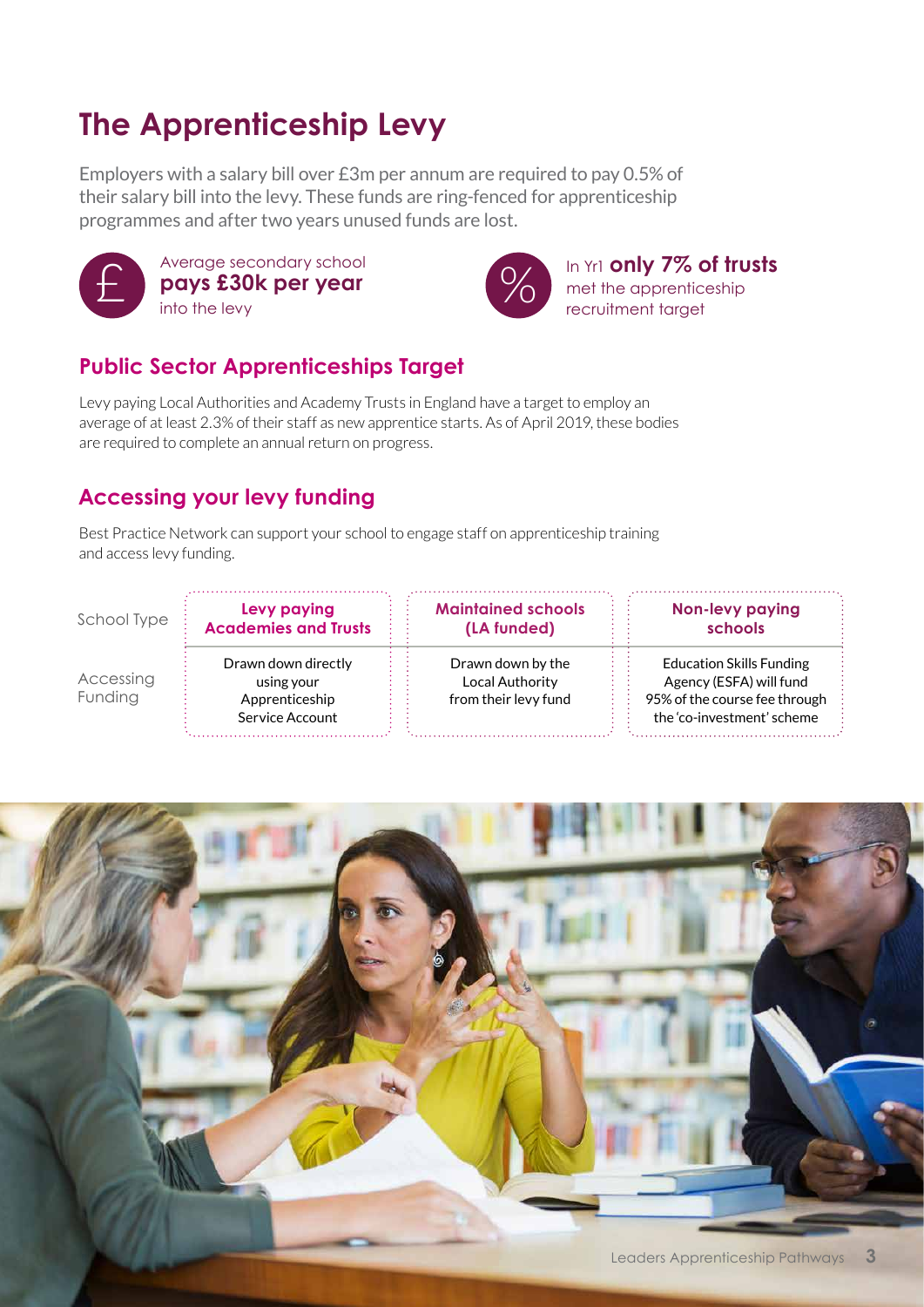# The Apprenticeship Levy

Employers with a salary bill over £3m per annum are required to pay 0.5% of their salary bill into the levy. These funds are ring-fenced for apprenticeship programmes and after two years unused funds are lost.

Average secondary school **pays £30k per year** into the levy

In Yr1 **only 7% of trusts** met the apprenticeship recruitment target

## Public Sector Apprenticeships Target

Levy paying Local Authorities and Academy Trusts in England have a target to employ an average of at least 2.3% of their staff as new apprentice starts. As of April 2019, these bodies are required to complete an annual return on progress.

## Accessing your levy funding

Best Practice Network can support your school to engage staff on apprenticeship training and access levy funding.

| School Type | Levy paying Academies and Trusts | Maintained schools (LA funded) | Non-levy paying schools |
|---|---|---|---|
| Accessing Funding | Drawn down directly using your Apprenticeship Service Account | Drawn down by the Local Authority from their levy fund | Education Skills Funding Agency (ESFA) will fund 95% of the course fee through the 'co-investment' scheme |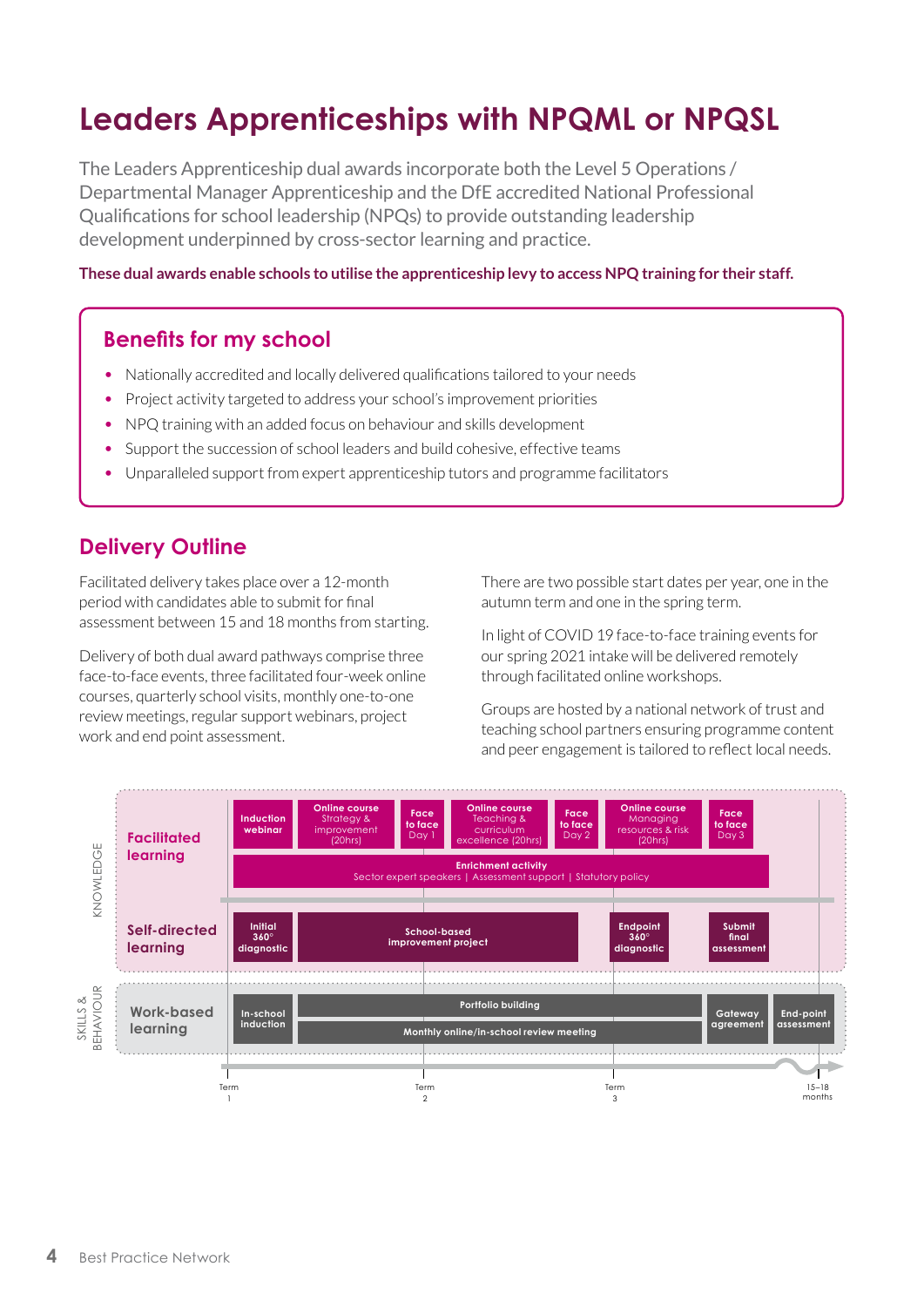# Leaders Apprenticeships with NPQML or NPQSL

The Leaders Apprenticeship dual awards incorporate both the Level 5 Operations / Departmental Manager Apprenticeship and the DfE accredited National Professional Qualifications for school leadership (NPQs) to provide outstanding leadership development underpinned by cross-sector learning and practice.

**These dual awards enable schools to utilise the apprenticeship levy to access NPQ training for their staff.**

## Benefits for my school

- Nationally accredited and locally delivered qualifications tailored to your needs
- Project activity targeted to address your school's improvement priorities
- NPQ training with an added focus on behaviour and skills development
- Support the succession of school leaders and build cohesive, effective teams
- Unparalleled support from expert apprenticeship tutors and programme facilitators

## Delivery Outline

Facilitated delivery takes place over a 12-month period with candidates able to submit for final assessment between 15 and 18 months from starting.

Delivery of both dual award pathways comprise three face-to-face events, three facilitated four-week online courses, quarterly school visits, monthly one-to-one review meetings, regular support webinars, project work and end point assessment.

There are two possible start dates per year, one in the autumn term and one in the spring term.

In light of COVID 19 face-to-face training events for our spring 2021 intake will be delivered remotely through facilitated online workshops.

Groups are hosted by a national network of trust and teaching school partners ensuring programme content and peer engagement is tailored to reflect local needs.

**KNOWLEDGE**

**Facilitated learning**
- Induction webinar
- Online course: Strategy & improvement (20hrs)
- Face to face Day 1
- Online course: Teaching & curriculum excellence (20hrs)
- Face to face Day 2
- Online course: Managing resources & risk (20hrs)
- Face to face Day 3
- Enrichment activity: Sector expert speakers | Assessment support | Statutory policy

**Self-directed learning**
- Initial 360° diagnostic
- School-based improvement project
- Endpoint 360° diagnostic
- Submit final assessment

**SKILLS & BEHAVIOUR**

**Work-based learning**
- In-school induction
- Portfolio building
- Monthly online/in-school review meeting
- Gateway agreement
- End-point assessment

Timeline: Term 1 | Term 2 | Term 3 | 15–18 months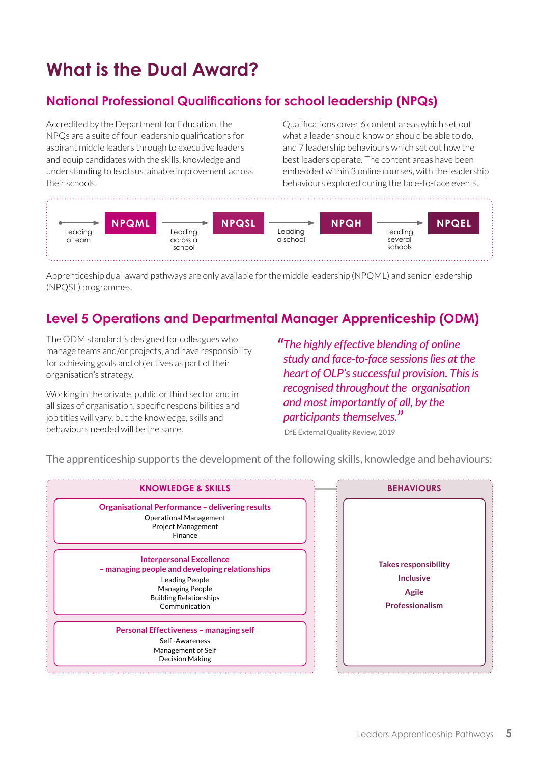# What is the Dual Award?

## National Professional Qualifications for school leadership (NPQs)

Accredited by the Department for Education, the NPQs are a suite of four leadership qualifications for aspirant middle leaders through to executive leaders and equip candidates with the skills, knowledge and understanding to lead sustainable improvement across their schools.

Qualifications cover 6 content areas which set out what a leader should know or should be able to do, and 7 leadership behaviours which set out how the best leaders operate. The content areas have been embedded within 3 online courses, with the leadership behaviours explored during the face-to-face events.

Leading a team → **NPQML** → Leading across a school → **NPQSL** → Leading a school → **NPQH** → Leading several schools → **NPQEL**

Apprenticeship dual-award pathways are only available for the middle leadership (NPQML) and senior leadership (NPQSL) programmes.

## Level 5 Operations and Departmental Manager Apprenticeship (ODM)

The ODM standard is designed for colleagues who manage teams and/or projects, and have responsibility for achieving goals and objectives as part of their organisation's strategy.

Working in the private, public or third sector and in all sizes of organisation, specific responsibilities and job titles will vary, but the knowledge, skills and behaviours needed will be the same.

> *"The highly effective blending of online study and face-to-face sessions lies at the heart of OLP's successful provision. This is recognised throughout the organisation and most importantly of all, by the participants themselves."*
>
> DfE External Quality Review, 2019

The apprenticeship supports the development of the following skills, knowledge and behaviours:

### KNOWLEDGE & SKILLS

**Organisational Performance – delivering results**
- Operational Management
- Project Management
- Finance

**Interpersonal Excellence – managing people and developing relationships**
- Leading People
- Managing People
- Building Relationships
- Communication

**Personal Effectiveness – managing self**
- Self -Awareness
- Management of Self
- Decision Making

### BEHAVIOURS

- **Takes responsibility**
- **Inclusive**
- **Agile**
- **Professionalism**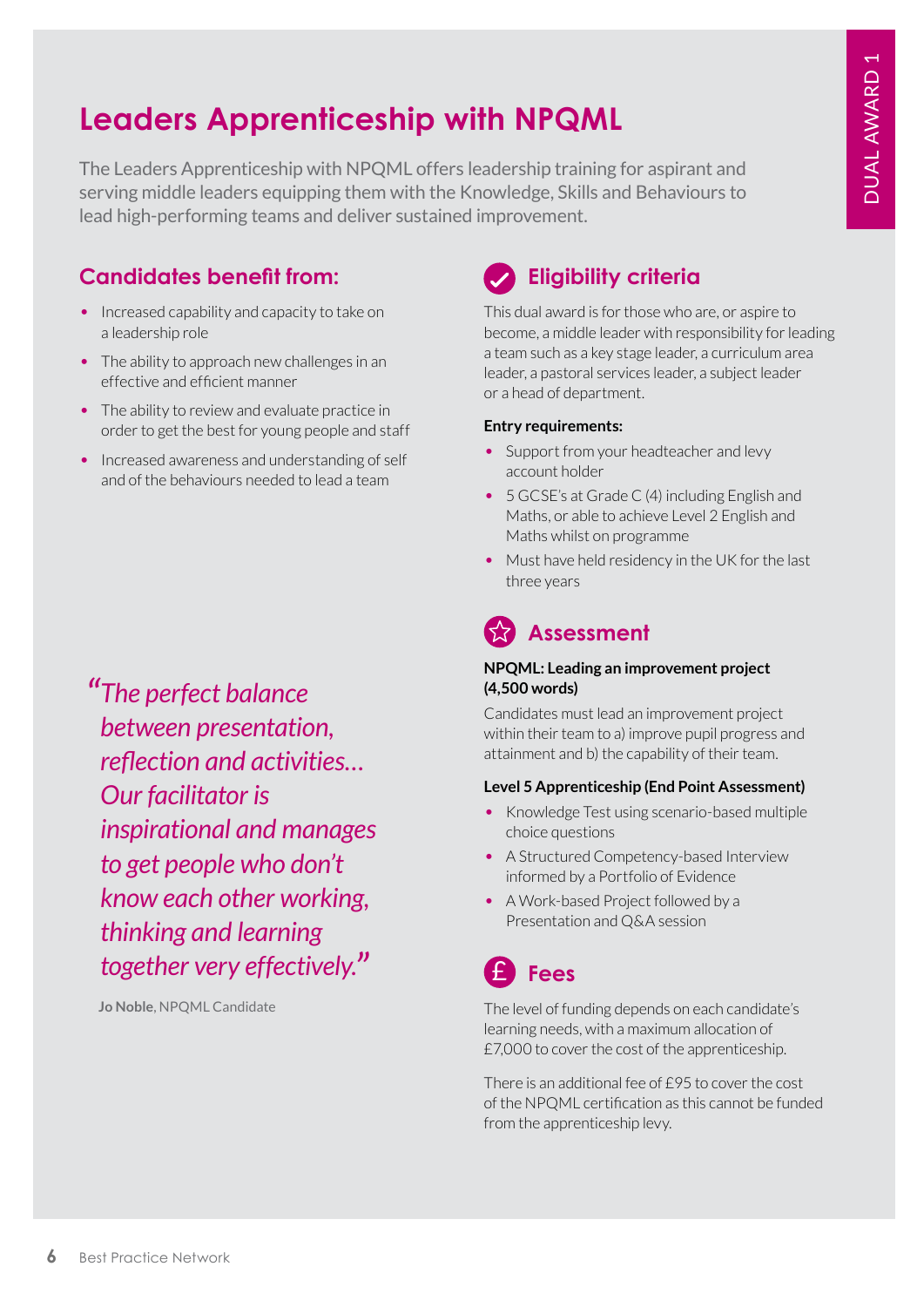# Leaders Apprenticeship with NPQML

DUAL AWARD 1

The Leaders Apprenticeship with NPQML offers leadership training for aspirant and serving middle leaders equipping them with the Knowledge, Skills and Behaviours to lead high-performing teams and deliver sustained improvement.

## Candidates benefit from:

- Increased capability and capacity to take on a leadership role
- The ability to approach new challenges in an effective and efficient manner
- The ability to review and evaluate practice in order to get the best for young people and staff
- Increased awareness and understanding of self and of the behaviours needed to lead a team

*"The perfect balance between presentation, reflection and activities… Our facilitator is inspirational and manages to get people who don't know each other working, thinking and learning together very effectively."*

**Jo Noble**, NPQML Candidate

## Eligibility criteria

This dual award is for those who are, or aspire to become, a middle leader with responsibility for leading a team such as a key stage leader, a curriculum area leader, a pastoral services leader, a subject leader or a head of department.

**Entry requirements:**

- Support from your headteacher and levy account holder
- 5 GCSE's at Grade C (4) including English and Maths, or able to achieve Level 2 English and Maths whilst on programme
- Must have held residency in the UK for the last three years

## Assessment

**NPQML: Leading an improvement project (4,500 words)**

Candidates must lead an improvement project within their team to a) improve pupil progress and attainment and b) the capability of their team.

**Level 5 Apprenticeship (End Point Assessment)**

- Knowledge Test using scenario-based multiple choice questions
- A Structured Competency-based Interview informed by a Portfolio of Evidence
- A Work-based Project followed by a Presentation and Q&A session

## Fees

The level of funding depends on each candidate's learning needs, with a maximum allocation of £7,000 to cover the cost of the apprenticeship.

There is an additional fee of £95 to cover the cost of the NPQML certification as this cannot be funded from the apprenticeship levy.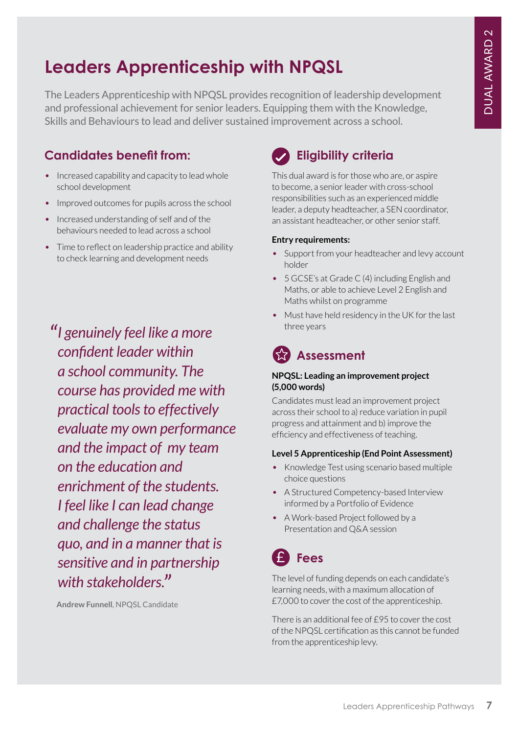# Leaders Apprenticeship with NPQSL

The Leaders Apprenticeship with NPQSL provides recognition of leadership development and professional achievement for senior leaders. Equipping them with the Knowledge, Skills and Behaviours to lead and deliver sustained improvement across a school.

## Candidates benefit from:

- Increased capability and capacity to lead whole school development
- Improved outcomes for pupils across the school
- Increased understanding of self and of the behaviours needed to lead across a school
- Time to reflect on leadership practice and ability to check learning and development needs

> *"I genuinely feel like a more confident leader within a school community. The course has provided me with practical tools to effectively evaluate my own performance and the impact of my team on the education and enrichment of the students. I feel like I can lead change and challenge the status quo, and in a manner that is sensitive and in partnership with stakeholders."*
>
> **Andrew Funnell**, NPQSL Candidate

## Eligibility criteria

This dual award is for those who are, or aspire to become, a senior leader with cross-school responsibilities such as an experienced middle leader, a deputy headteacher, a SEN coordinator, an assistant headteacher, or other senior staff.

**Entry requirements:**

- Support from your headteacher and levy account holder
- 5 GCSE's at Grade C (4) including English and Maths, or able to achieve Level 2 English and Maths whilst on programme
- Must have held residency in the UK for the last three years

## Assessment

**NPQSL: Leading an improvement project (5,000 words)**

Candidates must lead an improvement project across their school to a) reduce variation in pupil progress and attainment and b) improve the efficiency and effectiveness of teaching.

**Level 5 Apprenticeship (End Point Assessment)**

- Knowledge Test using scenario based multiple choice questions
- A Structured Competency-based Interview informed by a Portfolio of Evidence
- A Work-based Project followed by a Presentation and Q&A session

## Fees

The level of funding depends on each candidate's learning needs, with a maximum allocation of £7,000 to cover the cost of the apprenticeship.

There is an additional fee of £95 to cover the cost of the NPQSL certification as this cannot be funded from the apprenticeship levy.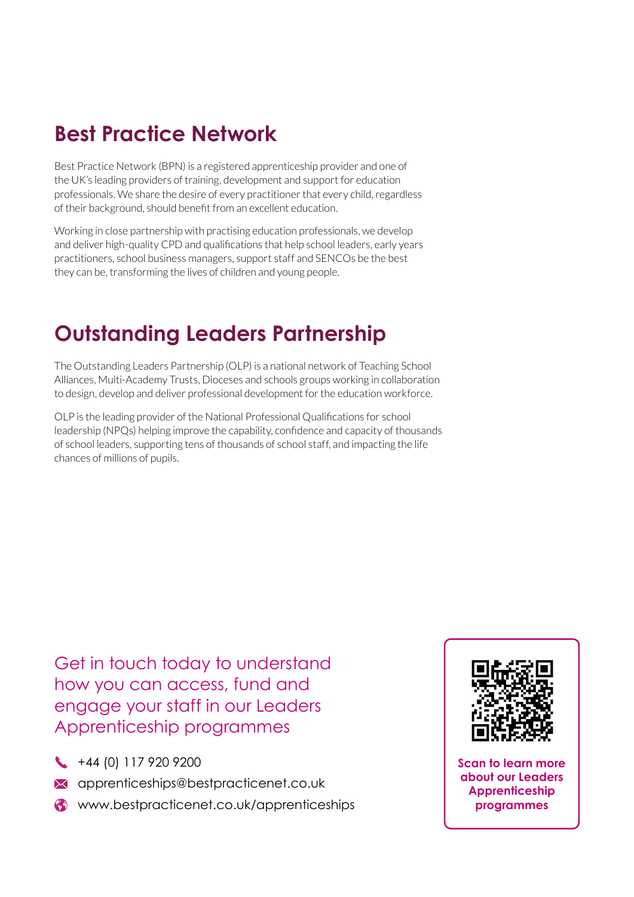## Best Practice Network

Best Practice Network (BPN) is a registered apprenticeship provider and one of the UK's leading providers of training, development and support for education professionals. We share the desire of every practitioner that every child, regardless of their background, should benefit from an excellent education.

Working in close partnership with practising education professionals, we develop and deliver high-quality CPD and qualifications that help school leaders, early years practitioners, school business managers, support staff and SENCOs be the best they can be, transforming the lives of children and young people.

## Outstanding Leaders Partnership

The Outstanding Leaders Partnership (OLP) is a national network of Teaching School Alliances, Multi-Academy Trusts, Dioceses and schools groups working in collaboration to design, develop and deliver professional development for the education workforce.

OLP is the leading provider of the National Professional Qualifications for school leadership (NPQs) helping improve the capability, confidence and capacity of thousands of school leaders, supporting tens of thousands of school staff, and impacting the life chances of millions of pupils.

Get in touch today to understand how you can access, fund and engage your staff in our Leaders Apprenticeship programmes

- +44 (0) 117 920 9200
- apprenticeships@bestpracticenet.co.uk
- www.bestpracticenet.co.uk/apprenticeships

**Scan to learn more about our Leaders Apprenticeship programmes**